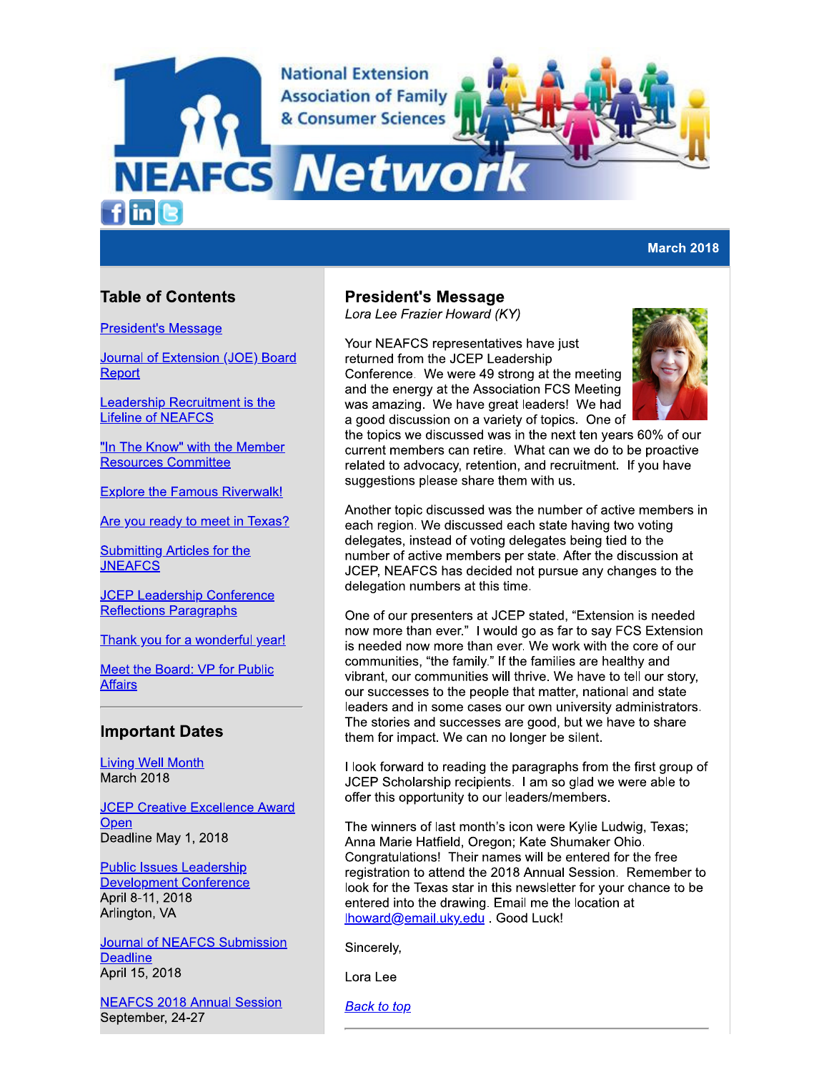# NEAFCS Network

National Extension Association of Family & Consumer Sciences

**March 2018**

## Table of Contents

[President's Message]

[Journal of Extension (JOE) Board Report]

[Leadership Recruitment is the Lifeline of NEAFCS]

["In The Know" with the Member Resources Committee]

[Explore the Famous Riverwalk!]

[Are you ready to meet in Texas?]

[Submitting Articles for the JNEAFCS]

[JCEP Leadership Conference Reflections Paragraphs]

[Thank you for a wonderful year!]

[Meet the Board: VP for Public Affairs]

## Important Dates

[Living Well Month]
March 2018

[JCEP Creative Excellence Award Open]
Deadline May 1, 2018

[Public Issues Leadership Development Conference]
April 8-11, 2018
Arlington, VA

[Journal of NEAFCS Submission Deadline]
April 15, 2018

[NEAFCS 2018 Annual Session]
September, 24-27

## President's Message

*Lora Lee Frazier Howard (KY)*

Your NEAFCS representatives have just returned from the JCEP Leadership Conference. We were 49 strong at the meeting and the energy at the Association FCS Meeting was amazing. We have great leaders! We had a good discussion on a variety of topics. One of the topics we discussed was in the next ten years 60% of our current members can retire. What can we do to be proactive related to advocacy, retention, and recruitment. If you have suggestions please share them with us.

Another topic discussed was the number of active members in each region. We discussed each state having two voting delegates, instead of voting delegates being tied to the number of active members per state. After the discussion at JCEP, NEAFCS has decided not pursue any changes to the delegation numbers at this time.

One of our presenters at JCEP stated, "Extension is needed now more than ever." I would go as far to say FCS Extension is needed now more than ever. We work with the core of our communities, "the family." If the families are healthy and vibrant, our communities will thrive. We have to tell our story, our successes to the people that matter, national and state leaders and in some cases our own university administrators. The stories and successes are good, but we have to share them for impact. We can no longer be silent.

I look forward to reading the paragraphs from the first group of JCEP Scholarship recipients. I am so glad we were able to offer this opportunity to our leaders/members.

The winners of last month's icon were Kylie Ludwig, Texas; Anna Marie Hatfield, Oregon; Kate Shumaker Ohio. Congratulations! Their names will be entered for the free registration to attend the 2018 Annual Session. Remember to look for the Texas star in this newsletter for your chance to be entered into the drawing. Email me the location at lhoward@email.uky.edu . Good Luck!

Sincerely,

Lora Lee

*[Back to top]*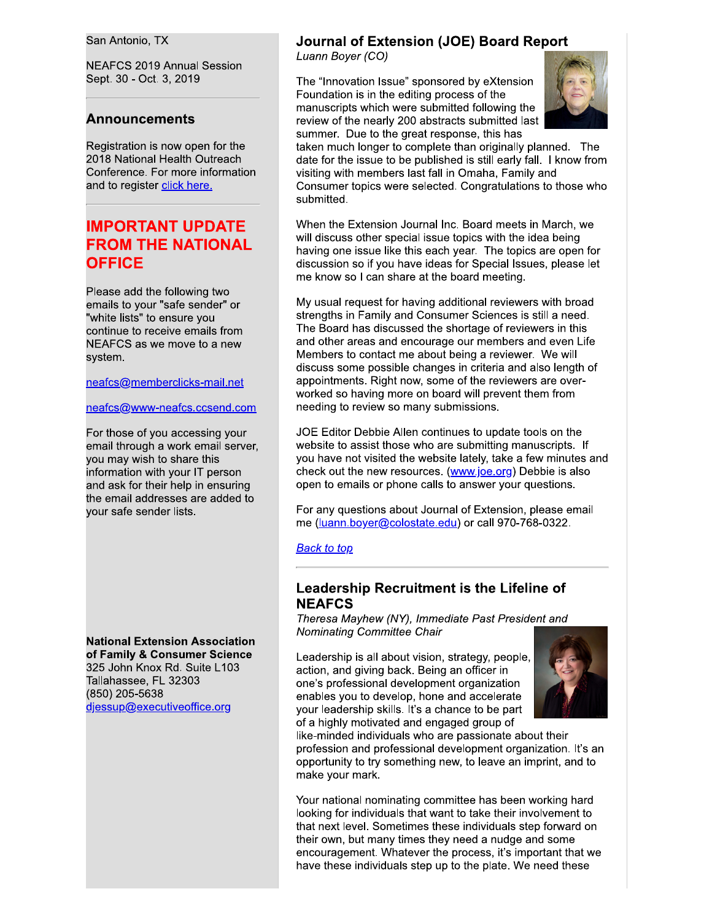San Antonio, TX

NEAFCS 2019 Annual Session
Sept. 30 - Oct. 3, 2019

## Announcements

Registration is now open for the 2018 National Health Outreach Conference. For more information and to register click here.

## IMPORTANT UPDATE FROM THE NATIONAL OFFICE

Please add the following two emails to your "safe sender" or "white lists" to ensure you continue to receive emails from NEAFCS as we move to a new system.

neafcs@memberclicks-mail.net

neafcs@www-neafcs.ccsend.com

For those of you accessing your email through a work email server, you may wish to share this information with your IT person and ask for their help in ensuring the email addresses are added to your safe sender lists.

**National Extension Association of Family & Consumer Science**
325 John Knox Rd. Suite L103
Tallahassee, FL 32303
(850) 205-5638
djessup@executiveoffice.org

## Journal of Extension (JOE) Board Report

*Luann Boyer (CO)*

The "Innovation Issue" sponsored by eXtension Foundation is in the editing process of the manuscripts which were submitted following the review of the nearly 200 abstracts submitted last summer. Due to the great response, this has taken much longer to complete than originally planned. The date for the issue to be published is still early fall. I know from visiting with members last fall in Omaha, Family and Consumer topics were selected. Congratulations to those who submitted.

When the Extension Journal Inc. Board meets in March, we will discuss other special issue topics with the idea being having one issue like this each year. The topics are open for discussion so if you have ideas for Special Issues, please let me know so I can share at the board meeting.

My usual request for having additional reviewers with broad strengths in Family and Consumer Sciences is still a need. The Board has discussed the shortage of reviewers in this and other areas and encourage our members and even Life Members to contact me about being a reviewer. We will discuss some possible changes in criteria and also length of appointments. Right now, some of the reviewers are over-worked so having more on board will prevent them from needing to review so many submissions.

JOE Editor Debbie Allen continues to update tools on the website to assist those who are submitting manuscripts. If you have not visited the website lately, take a few minutes and check out the new resources. (www.joe.org) Debbie is also open to emails or phone calls to answer your questions.

For any questions about Journal of Extension, please email me (luann.boyer@colostate.edu) or call 970-768-0322.

*Back to top*

## Leadership Recruitment is the Lifeline of NEAFCS

*Theresa Mayhew (NY), Immediate Past President and Nominating Committee Chair*

Leadership is all about vision, strategy, people, action, and giving back. Being an officer in one's professional development organization enables you to develop, hone and accelerate your leadership skills. It's a chance to be part of a highly motivated and engaged group of like-minded individuals who are passionate about their profession and professional development organization. It's an opportunity to try something new, to leave an imprint, and to make your mark.

Your national nominating committee has been working hard looking for individuals that want to take their involvement to that next level. Sometimes these individuals step forward on their own, but many times they need a nudge and some encouragement. Whatever the process, it's important that we have these individuals step up to the plate. We need these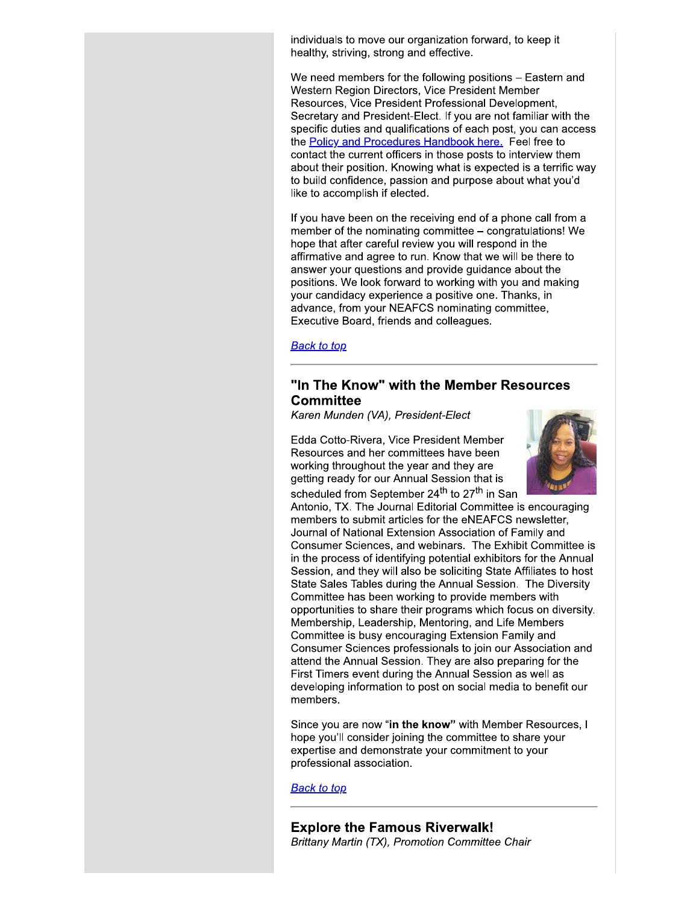individuals to move our organization forward, to keep it healthy, striving, strong and effective.

We need members for the following positions – Eastern and Western Region Directors, Vice President Member Resources, Vice President Professional Development, Secretary and President-Elect. If you are not familiar with the specific duties and qualifications of each post, you can access the [Policy and Procedures Handbook here.](#) Feel free to contact the current officers in those posts to interview them about their position. Knowing what is expected is a terrific way to build confidence, passion and purpose about what you'd like to accomplish if elected.

If you have been on the receiving end of a phone call from a member of the nominating committee – congratulations! We hope that after careful review you will respond in the affirmative and agree to run. Know that we will be there to answer your questions and provide guidance about the positions. We look forward to working with you and making your candidacy experience a positive one. Thanks, in advance, from your NEAFCS nominating committee, Executive Board, friends and colleagues.

*[Back to top](#)*

---

## "In The Know" with the Member Resources Committee

*Karen Munden (VA), President-Elect*

Edda Cotto-Rivera, Vice President Member Resources and her committees have been working throughout the year and they are getting ready for our Annual Session that is scheduled from September 24th to 27th in San Antonio, TX. The Journal Editorial Committee is encouraging members to submit articles for the eNEAFCS newsletter, Journal of National Extension Association of Family and Consumer Sciences, and webinars. The Exhibit Committee is in the process of identifying potential exhibitors for the Annual Session, and they will also be soliciting State Affiliates to host State Sales Tables during the Annual Session. The Diversity Committee has been working to provide members with opportunities to share their programs which focus on diversity. Membership, Leadership, Mentoring, and Life Members Committee is busy encouraging Extension Family and Consumer Sciences professionals to join our Association and attend the Annual Session. They are also preparing for the First Timers event during the Annual Session as well as developing information to post on social media to benefit our members.

Since you are now "**in the know**" with Member Resources, I hope you'll consider joining the committee to share your expertise and demonstrate your commitment to your professional association.

*[Back to top](#)*

---

## Explore the Famous Riverwalk!

*Brittany Martin (TX), Promotion Committee Chair*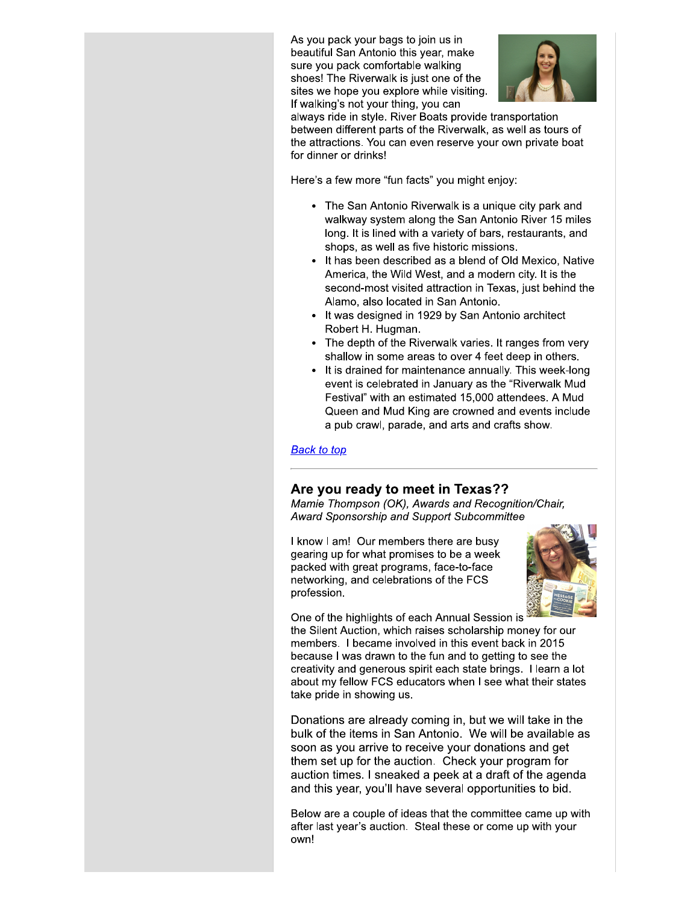As you pack your bags to join us in beautiful San Antonio this year, make sure you pack comfortable walking shoes! The Riverwalk is just one of the sites we hope you explore while visiting. If walking's not your thing, you can always ride in style. River Boats provide transportation between different parts of the Riverwalk, as well as tours of the attractions. You can even reserve your own private boat for dinner or drinks!

Here's a few more "fun facts" you might enjoy:

- The San Antonio Riverwalk is a unique city park and walkway system along the San Antonio River 15 miles long. It is lined with a variety of bars, restaurants, and shops, as well as five historic missions.
- It has been described as a blend of Old Mexico, Native America, the Wild West, and a modern city. It is the second-most visited attraction in Texas, just behind the Alamo, also located in San Antonio.
- It was designed in 1929 by San Antonio architect Robert H. Hugman.
- The depth of the Riverwalk varies. It ranges from very shallow in some areas to over 4 feet deep in others.
- It is drained for maintenance annually. This week-long event is celebrated in January as the "Riverwalk Mud Festival" with an estimated 15,000 attendees. A Mud Queen and Mud King are crowned and events include a pub crawl, parade, and arts and crafts show.

[Back to top]

---

## Are you ready to meet in Texas??

*Mamie Thompson (OK), Awards and Recognition/Chair, Award Sponsorship and Support Subcommittee*

I know I am! Our members there are busy gearing up for what promises to be a week packed with great programs, face-to-face networking, and celebrations of the FCS profession.

One of the highlights of each Annual Session is the Silent Auction, which raises scholarship money for our members. I became involved in this event back in 2015 because I was drawn to the fun and to getting to see the creativity and generous spirit each state brings. I learn a lot about my fellow FCS educators when I see what their states take pride in showing us.

Donations are already coming in, but we will take in the bulk of the items in San Antonio. We will be available as soon as you arrive to receive your donations and get them set up for the auction. Check your program for auction times. I sneaked a peek at a draft of the agenda and this year, you'll have several opportunities to bid.

Below are a couple of ideas that the committee came up with after last year's auction. Steal these or come up with your own!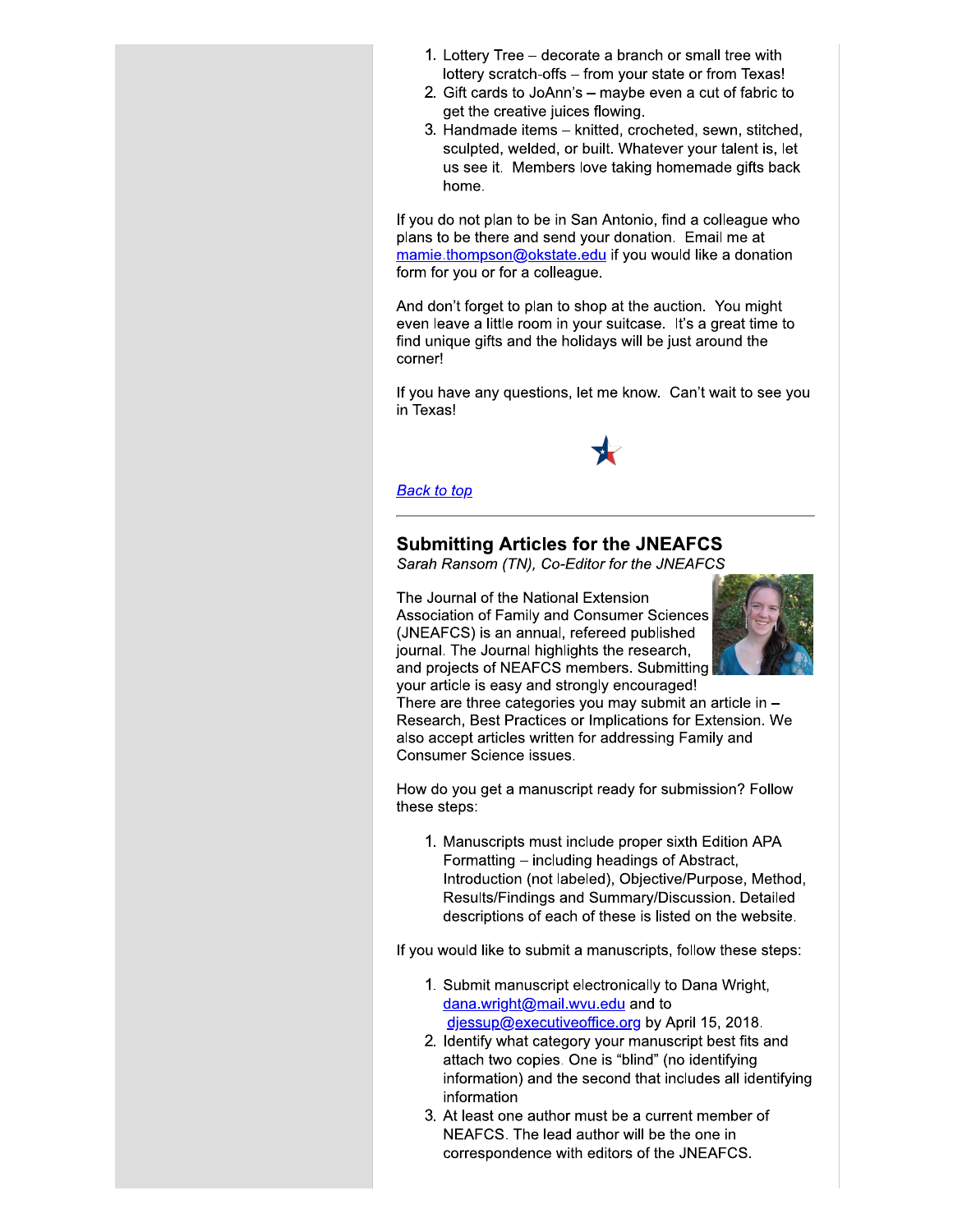1. Lottery Tree – decorate a branch or small tree with lottery scratch-offs – from your state or from Texas!
2. Gift cards to JoAnn's – maybe even a cut of fabric to get the creative juices flowing.
3. Handmade items – knitted, crocheted, sewn, stitched, sculpted, welded, or built. Whatever your talent is, let us see it. Members love taking homemade gifts back home.

If you do not plan to be in San Antonio, find a colleague who plans to be there and send your donation. Email me at mamie.thompson@okstate.edu if you would like a donation form for you or for a colleague.

And don't forget to plan to shop at the auction. You might even leave a little room in your suitcase. It's a great time to find unique gifts and the holidays will be just around the corner!

If you have any questions, let me know. Can't wait to see you in Texas!

*Back to top*

---

## Submitting Articles for the JNEAFCS

*Sarah Ransom (TN), Co-Editor for the JNEAFCS*

The Journal of the National Extension Association of Family and Consumer Sciences (JNEAFCS) is an annual, refereed published journal. The Journal highlights the research, and projects of NEAFCS members. Submitting your article is easy and strongly encouraged! There are three categories you may submit an article in – Research, Best Practices or Implications for Extension. We also accept articles written for addressing Family and Consumer Science issues.

How do you get a manuscript ready for submission? Follow these steps:

1. Manuscripts must include proper sixth Edition APA Formatting – including headings of Abstract, Introduction (not labeled), Objective/Purpose, Method, Results/Findings and Summary/Discussion. Detailed descriptions of each of these is listed on the website.

If you would like to submit a manuscripts, follow these steps:

1. Submit manuscript electronically to Dana Wright, dana.wright@mail.wvu.edu and to djessup@executiveoffice.org by April 15, 2018.
2. Identify what category your manuscript best fits and attach two copies. One is "blind" (no identifying information) and the second that includes all identifying information
3. At least one author must be a current member of NEAFCS. The lead author will be the one in correspondence with editors of the JNEAFCS.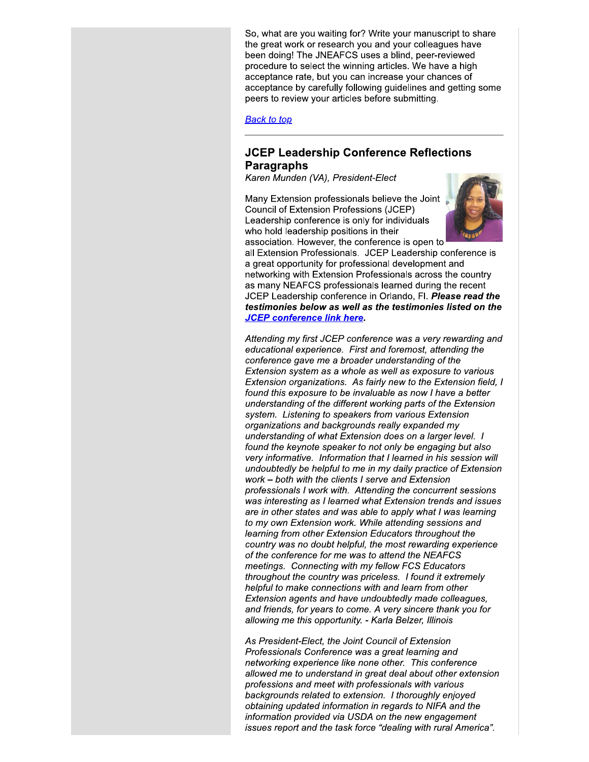So, what are you waiting for? Write your manuscript to share the great work or research you and your colleagues have been doing! The JNEAFCS uses a blind, peer-reviewed procedure to select the winning articles. We have a high acceptance rate, but you can increase your chances of acceptance by carefully following guidelines and getting some peers to review your articles before submitting.

[Back to top](#)

---

## JCEP Leadership Conference Reflections Paragraphs

*Karen Munden (VA), President-Elect*

Many Extension professionals believe the Joint Council of Extension Professions (JCEP) Leadership conference is only for individuals who hold leadership positions in their association. However, the conference is open to all Extension Professionals. JCEP Leadership conference is a great opportunity for professional development and networking with Extension Professionals across the country as many NEAFCS professionals learned during the recent JCEP Leadership conference in Orlando, Fl. ***Please read the testimonies below as well as the testimonies listed on the [JCEP conference link here](#).***

*Attending my first JCEP conference was a very rewarding and educational experience. First and foremost, attending the conference gave me a broader understanding of the Extension system as a whole as well as exposure to various Extension organizations. As fairly new to the Extension field, I found this exposure to be invaluable as now I have a better understanding of the different working parts of the Extension system. Listening to speakers from various Extension organizations and backgrounds really expanded my understanding of what Extension does on a larger level. I found the keynote speaker to not only be engaging but also very informative. Information that I learned in his session will undoubtedly be helpful to me in my daily practice of Extension work – both with the clients I serve and Extension professionals I work with. Attending the concurrent sessions was interesting as I learned what Extension trends and issues are in other states and was able to apply what I was learning to my own Extension work. While attending sessions and learning from other Extension Educators throughout the country was no doubt helpful, the most rewarding experience of the conference for me was to attend the NEAFCS meetings. Connecting with my fellow FCS Educators throughout the country was priceless. I found it extremely helpful to make connections with and learn from other Extension agents and have undoubtedly made colleagues, and friends, for years to come. A very sincere thank you for allowing me this opportunity. - Karla Belzer, Illinois*

*As President-Elect, the Joint Council of Extension Professionals Conference was a great learning and networking experience like none other. This conference allowed me to understand in great deal about other extension professions and meet with professionals with various backgrounds related to extension. I thoroughly enjoyed obtaining updated information in regards to NIFA and the information provided via USDA on the new engagement issues report and the task force "dealing with rural America".*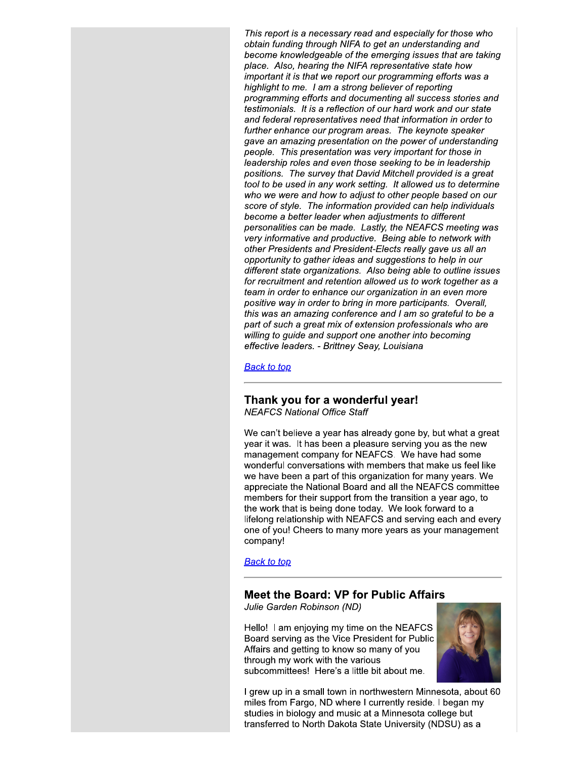*This report is a necessary read and especially for those who obtain funding through NIFA to get an understanding and become knowledgeable of the emerging issues that are taking place. Also, hearing the NIFA representative state how important it is that we report our programming efforts was a highlight to me. I am a strong believer of reporting programming efforts and documenting all success stories and testimonials. It is a reflection of our hard work and our state and federal representatives need that information in order to further enhance our program areas. The keynote speaker gave an amazing presentation on the power of understanding people. This presentation was very important for those in leadership roles and even those seeking to be in leadership positions. The survey that David Mitchell provided is a great tool to be used in any work setting. It allowed us to determine who we were and how to adjust to other people based on our score of style. The information provided can help individuals become a better leader when adjustments to different personalities can be made. Lastly, the NEAFCS meeting was very informative and productive. Being able to network with other Presidents and President-Elects really gave us all an opportunity to gather ideas and suggestions to help in our different state organizations. Also being able to outline issues for recruitment and retention allowed us to work together as a team in order to enhance our organization in an even more positive way in order to bring in more participants. Overall, this was an amazing conference and I am so grateful to be a part of such a great mix of extension professionals who are willing to guide and support one another into becoming effective leaders. - Brittney Seay, Louisiana*

Back to top

---

### Thank you for a wonderful year!

*NEAFCS National Office Staff*

We can't believe a year has already gone by, but what a great year it was. It has been a pleasure serving you as the new management company for NEAFCS. We have had some wonderful conversations with members that make us feel like we have been a part of this organization for many years. We appreciate the National Board and all the NEAFCS committee members for their support from the transition a year ago, to the work that is being done today. We look forward to a lifelong relationship with NEAFCS and serving each and every one of you! Cheers to many more years as your management company!

Back to top

---

### Meet the Board: VP for Public Affairs

*Julie Garden Robinson (ND)*

Hello! I am enjoying my time on the NEAFCS Board serving as the Vice President for Public Affairs and getting to know so many of you through my work with the various subcommittees! Here's a little bit about me.

I grew up in a small town in northwestern Minnesota, about 60 miles from Fargo, ND where I currently reside. I began my studies in biology and music at a Minnesota college but transferred to North Dakota State University (NDSU) as a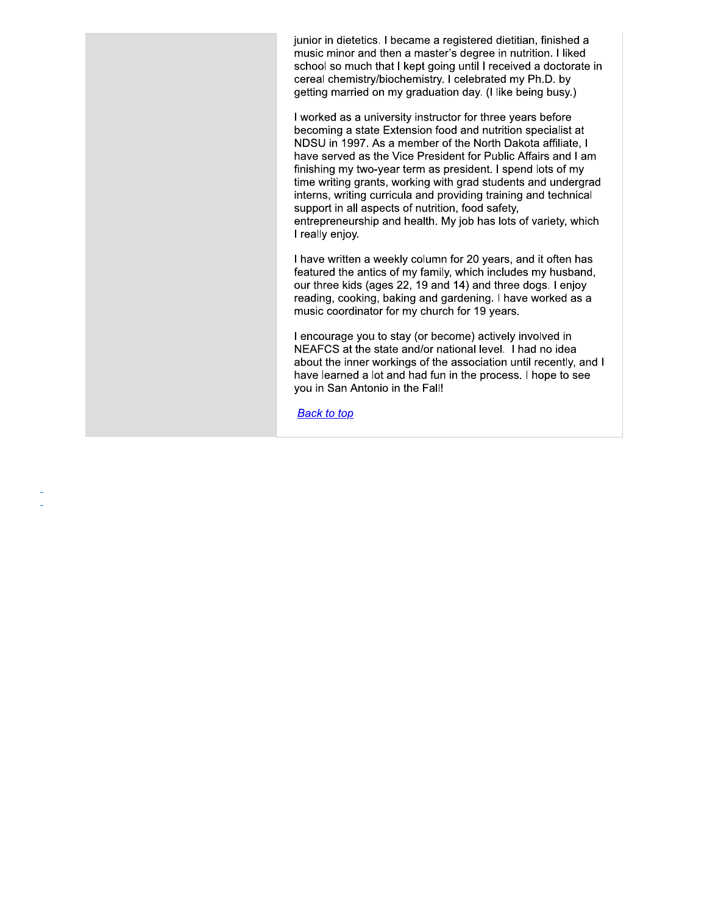junior in dietetics. I became a registered dietitian, finished a music minor and then a master's degree in nutrition. I liked school so much that I kept going until I received a doctorate in cereal chemistry/biochemistry. I celebrated my Ph.D. by getting married on my graduation day. (I like being busy.)

I worked as a university instructor for three years before becoming a state Extension food and nutrition specialist at NDSU in 1997. As a member of the North Dakota affiliate, I have served as the Vice President for Public Affairs and I am finishing my two-year term as president. I spend lots of my time writing grants, working with grad students and undergrad interns, writing curricula and providing training and technical support in all aspects of nutrition, food safety, entrepreneurship and health. My job has lots of variety, which I really enjoy.

I have written a weekly column for 20 years, and it often has featured the antics of my family, which includes my husband, our three kids (ages 22, 19 and 14) and three dogs. I enjoy reading, cooking, baking and gardening. I have worked as a music coordinator for my church for 19 years.

I encourage you to stay (or become) actively involved in NEAFCS at the state and/or national level. I had no idea about the inner workings of the association until recently, and I have learned a lot and had fun in the process. I hope to see you in San Antonio in the Fall!

*Back to top*